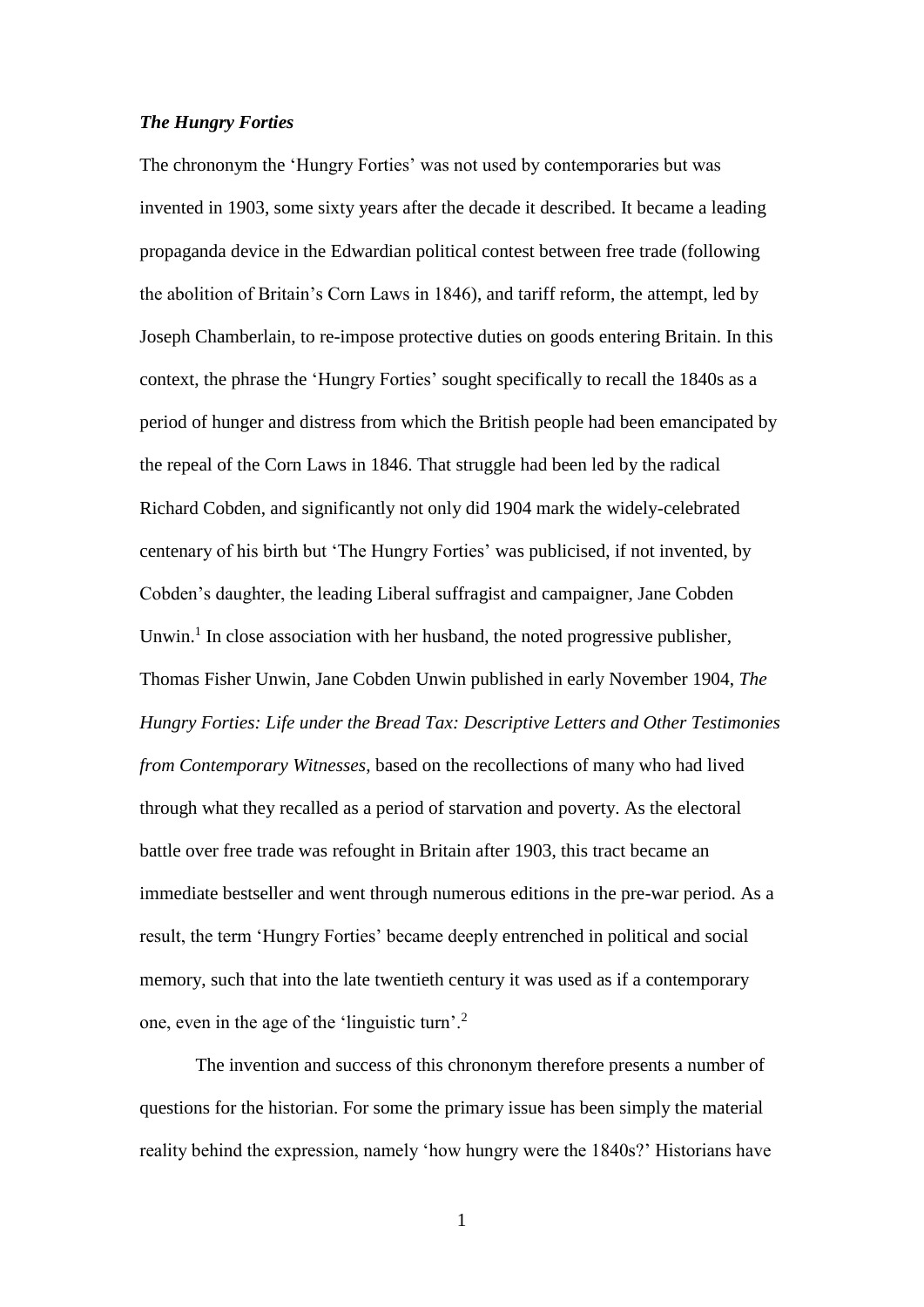***The Hungry Forties***

The chrononym the 'Hungry Forties' was not used by contemporaries but was invented in 1903, some sixty years after the decade it described. It became a leading propaganda device in the Edwardian political contest between free trade (following the abolition of Britain's Corn Laws in 1846), and tariff reform, the attempt, led by Joseph Chamberlain, to re-impose protective duties on goods entering Britain. In this context, the phrase the 'Hungry Forties' sought specifically to recall the 1840s as a period of hunger and distress from which the British people had been emancipated by the repeal of the Corn Laws in 1846. That struggle had been led by the radical Richard Cobden, and significantly not only did 1904 mark the widely-celebrated centenary of his birth but 'The Hungry Forties' was publicised, if not invented, by Cobden's daughter, the leading Liberal suffragist and campaigner, Jane Cobden Unwin.[1] In close association with her husband, the noted progressive publisher, Thomas Fisher Unwin, Jane Cobden Unwin published in early November 1904, *The Hungry Forties: Life under the Bread Tax: Descriptive Letters and Other Testimonies from Contemporary Witnesses*, based on the recollections of many who had lived through what they recalled as a period of starvation and poverty. As the electoral battle over free trade was refought in Britain after 1903, this tract became an immediate bestseller and went through numerous editions in the pre-war period. As a result, the term 'Hungry Forties' became deeply entrenched in political and social memory, such that into the late twentieth century it was used as if a contemporary one, even in the age of the 'linguistic turn'.[2]

The invention and success of this chrononym therefore presents a number of questions for the historian. For some the primary issue has been simply the material reality behind the expression, namely 'how hungry were the 1840s?' Historians have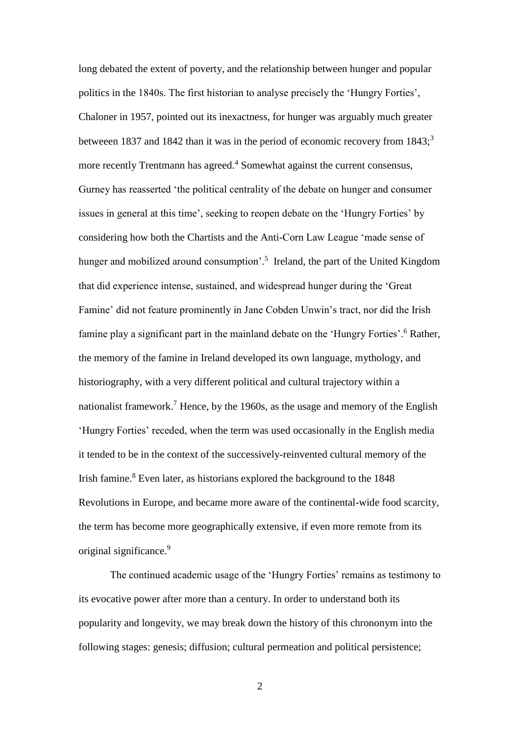long debated the extent of poverty, and the relationship between hunger and popular politics in the 1840s. The first historian to analyse precisely the 'Hungry Forties', Chaloner in 1957, pointed out its inexactness, for hunger was arguably much greater betweeen 1837 and 1842 than it was in the period of economic recovery from 1843;[3] more recently Trentmann has agreed.[4] Somewhat against the current consensus, Gurney has reasserted 'the political centrality of the debate on hunger and consumer issues in general at this time', seeking to reopen debate on the 'Hungry Forties' by considering how both the Chartists and the Anti-Corn Law League 'made sense of hunger and mobilized around consumption'.[5] Ireland, the part of the United Kingdom that did experience intense, sustained, and widespread hunger during the 'Great Famine' did not feature prominently in Jane Cobden Unwin's tract, nor did the Irish famine play a significant part in the mainland debate on the 'Hungry Forties'.[6] Rather, the memory of the famine in Ireland developed its own language, mythology, and historiography, with a very different political and cultural trajectory within a nationalist framework.[7] Hence, by the 1960s, as the usage and memory of the English 'Hungry Forties' receded, when the term was used occasionally in the English media it tended to be in the context of the successively-reinvented cultural memory of the Irish famine.[8] Even later, as historians explored the background to the 1848 Revolutions in Europe, and became more aware of the continental-wide food scarcity, the term has become more geographically extensive, if even more remote from its original significance.[9]

The continued academic usage of the 'Hungry Forties' remains as testimony to its evocative power after more than a century. In order to understand both its popularity and longevity, we may break down the history of this chrononym into the following stages: genesis; diffusion; cultural permeation and political persistence;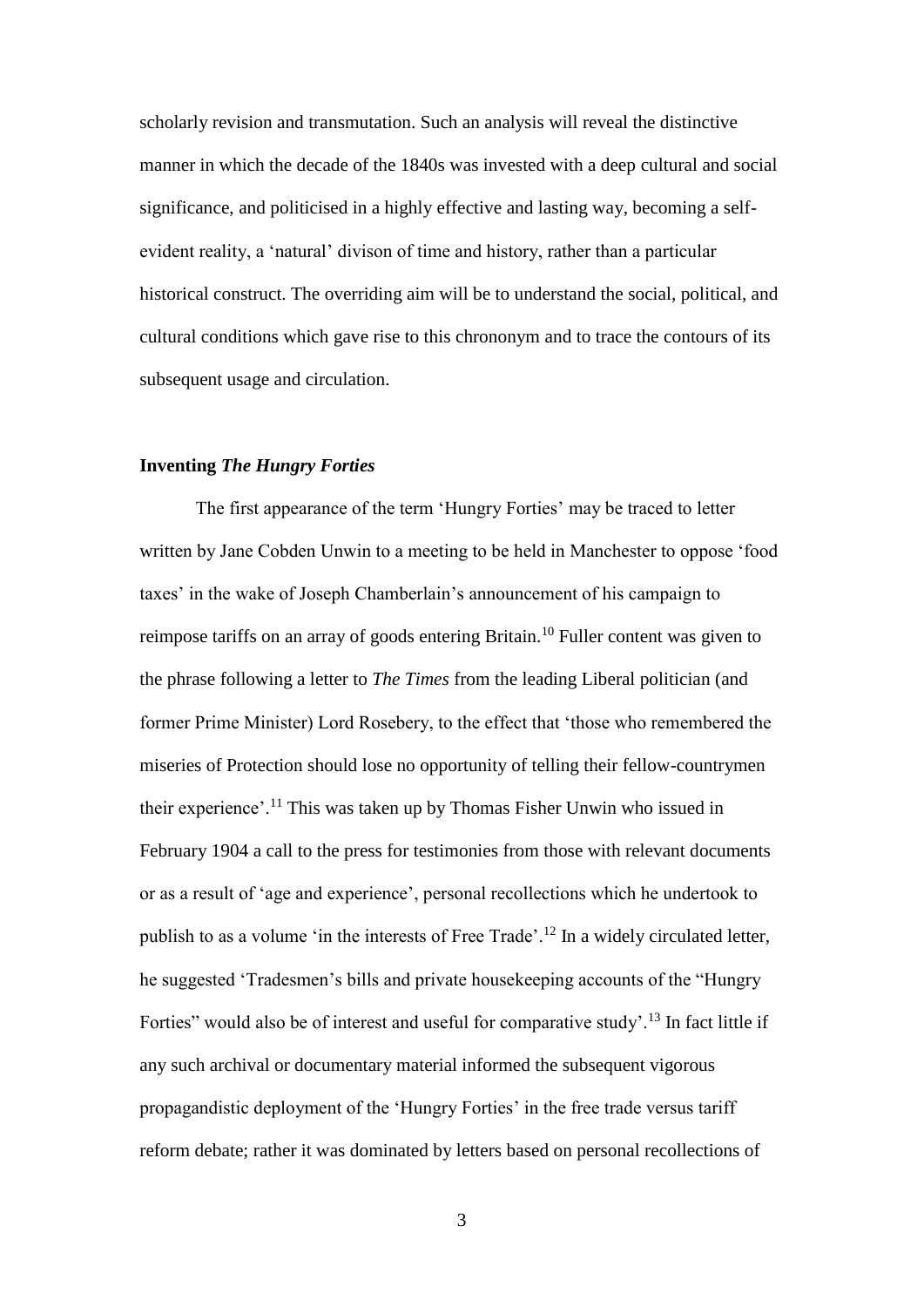scholarly revision and transmutation. Such an analysis will reveal the distinctive manner in which the decade of the 1840s was invested with a deep cultural and social significance, and politicised in a highly effective and lasting way, becoming a self-evident reality, a 'natural' divison of time and history, rather than a particular historical construct. The overriding aim will be to understand the social, political, and cultural conditions which gave rise to this chrononym and to trace the contours of its subsequent usage and circulation.

## Inventing *The Hungry Forties*

The first appearance of the term 'Hungry Forties' may be traced to letter written by Jane Cobden Unwin to a meeting to be held in Manchester to oppose 'food taxes' in the wake of Joseph Chamberlain's announcement of his campaign to reimpose tariffs on an array of goods entering Britain.[10] Fuller content was given to the phrase following a letter to *The Times* from the leading Liberal politician (and former Prime Minister) Lord Rosebery, to the effect that 'those who remembered the miseries of Protection should lose no opportunity of telling their fellow-countrymen their experience'.[11] This was taken up by Thomas Fisher Unwin who issued in February 1904 a call to the press for testimonies from those with relevant documents or as a result of 'age and experience', personal recollections which he undertook to publish to as a volume 'in the interests of Free Trade'.[12] In a widely circulated letter, he suggested 'Tradesmen's bills and private housekeeping accounts of the "Hungry Forties" would also be of interest and useful for comparative study'.[13] In fact little if any such archival or documentary material informed the subsequent vigorous propagandistic deployment of the 'Hungry Forties' in the free trade versus tariff reform debate; rather it was dominated by letters based on personal recollections of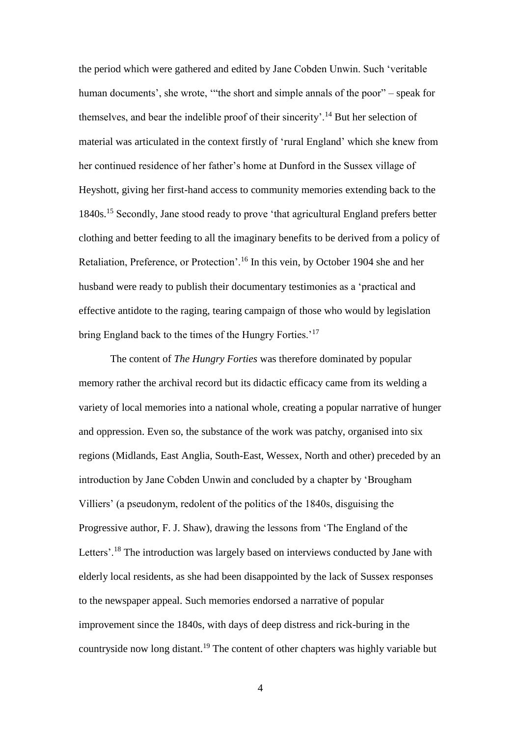the period which were gathered and edited by Jane Cobden Unwin. Such 'veritable human documents', she wrote, '"the short and simple annals of the poor" – speak for themselves, and bear the indelible proof of their sincerity'.[14] But her selection of material was articulated in the context firstly of 'rural England' which she knew from her continued residence of her father's home at Dunford in the Sussex village of Heyshott, giving her first-hand access to community memories extending back to the 1840s.[15] Secondly, Jane stood ready to prove 'that agricultural England prefers better clothing and better feeding to all the imaginary benefits to be derived from a policy of Retaliation, Preference, or Protection'.[16] In this vein, by October 1904 she and her husband were ready to publish their documentary testimonies as a 'practical and effective antidote to the raging, tearing campaign of those who would by legislation bring England back to the times of the Hungry Forties.'[17]

The content of *The Hungry Forties* was therefore dominated by popular memory rather the archival record but its didactic efficacy came from its welding a variety of local memories into a national whole, creating a popular narrative of hunger and oppression. Even so, the substance of the work was patchy, organised into six regions (Midlands, East Anglia, South-East, Wessex, North and other) preceded by an introduction by Jane Cobden Unwin and concluded by a chapter by 'Brougham Villiers' (a pseudonym, redolent of the politics of the 1840s, disguising the Progressive author, F. J. Shaw), drawing the lessons from 'The England of the Letters'.[18] The introduction was largely based on interviews conducted by Jane with elderly local residents, as she had been disappointed by the lack of Sussex responses to the newspaper appeal. Such memories endorsed a narrative of popular improvement since the 1840s, with days of deep distress and rick-buring in the countryside now long distant.[19] The content of other chapters was highly variable but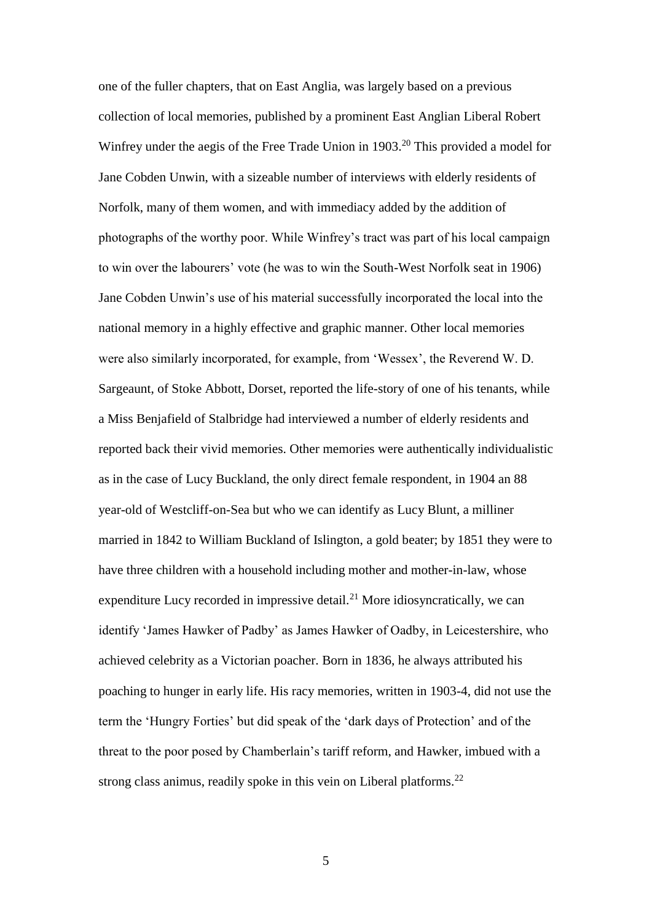one of the fuller chapters, that on East Anglia, was largely based on a previous collection of local memories, published by a prominent East Anglian Liberal Robert Winfrey under the aegis of the Free Trade Union in 1903.[20] This provided a model for Jane Cobden Unwin, with a sizeable number of interviews with elderly residents of Norfolk, many of them women, and with immediacy added by the addition of photographs of the worthy poor. While Winfrey's tract was part of his local campaign to win over the labourers' vote (he was to win the South-West Norfolk seat in 1906) Jane Cobden Unwin's use of his material successfully incorporated the local into the national memory in a highly effective and graphic manner. Other local memories were also similarly incorporated, for example, from 'Wessex', the Reverend W. D. Sargeaunt, of Stoke Abbott, Dorset, reported the life-story of one of his tenants, while a Miss Benjafield of Stalbridge had interviewed a number of elderly residents and reported back their vivid memories. Other memories were authentically individualistic as in the case of Lucy Buckland, the only direct female respondent, in 1904 an 88 year-old of Westcliff-on-Sea but who we can identify as Lucy Blunt, a milliner married in 1842 to William Buckland of Islington, a gold beater; by 1851 they were to have three children with a household including mother and mother-in-law, whose expenditure Lucy recorded in impressive detail.[21] More idiosyncratically, we can identify 'James Hawker of Padby' as James Hawker of Oadby, in Leicestershire, who achieved celebrity as a Victorian poacher. Born in 1836, he always attributed his poaching to hunger in early life. His racy memories, written in 1903-4, did not use the term the 'Hungry Forties' but did speak of the 'dark days of Protection' and of the threat to the poor posed by Chamberlain's tariff reform, and Hawker, imbued with a strong class animus, readily spoke in this vein on Liberal platforms.[22]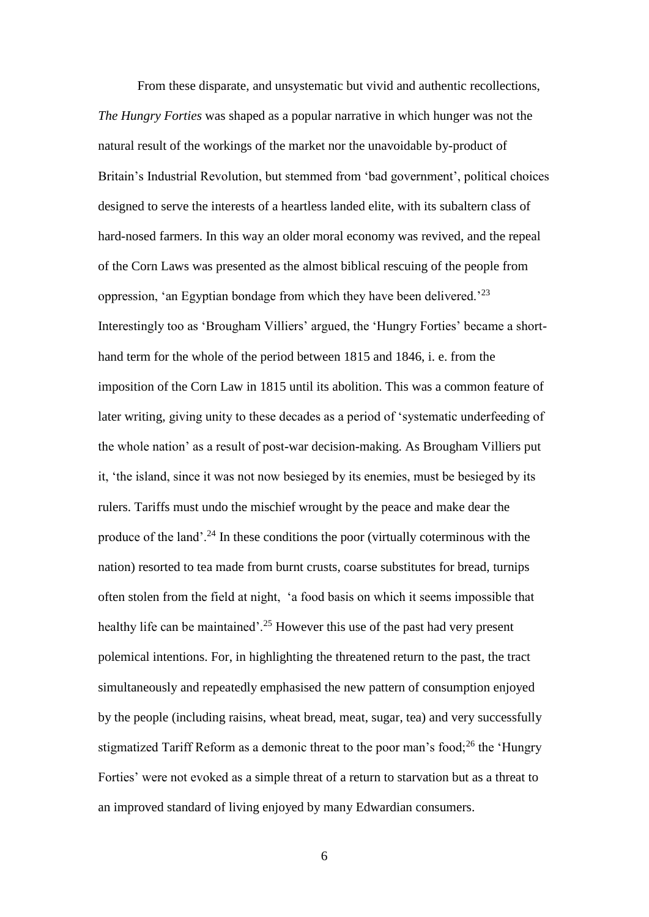From these disparate, and unsystematic but vivid and authentic recollections, *The Hungry Forties* was shaped as a popular narrative in which hunger was not the natural result of the workings of the market nor the unavoidable by-product of Britain's Industrial Revolution, but stemmed from 'bad government', political choices designed to serve the interests of a heartless landed elite, with its subaltern class of hard-nosed farmers. In this way an older moral economy was revived, and the repeal of the Corn Laws was presented as the almost biblical rescuing of the people from oppression, 'an Egyptian bondage from which they have been delivered.'[23] Interestingly too as 'Brougham Villiers' argued, the 'Hungry Forties' became a short-hand term for the whole of the period between 1815 and 1846, i. e. from the imposition of the Corn Law in 1815 until its abolition. This was a common feature of later writing, giving unity to these decades as a period of 'systematic underfeeding of the whole nation' as a result of post-war decision-making. As Brougham Villiers put it, 'the island, since it was not now besieged by its enemies, must be besieged by its rulers. Tariffs must undo the mischief wrought by the peace and make dear the produce of the land'.[24] In these conditions the poor (virtually coterminous with the nation) resorted to tea made from burnt crusts, coarse substitutes for bread, turnips often stolen from the field at night, 'a food basis on which it seems impossible that healthy life can be maintained'.[25] However this use of the past had very present polemical intentions. For, in highlighting the threatened return to the past, the tract simultaneously and repeatedly emphasised the new pattern of consumption enjoyed by the people (including raisins, wheat bread, meat, sugar, tea) and very successfully stigmatized Tariff Reform as a demonic threat to the poor man's food;[26] the 'Hungry Forties' were not evoked as a simple threat of a return to starvation but as a threat to an improved standard of living enjoyed by many Edwardian consumers.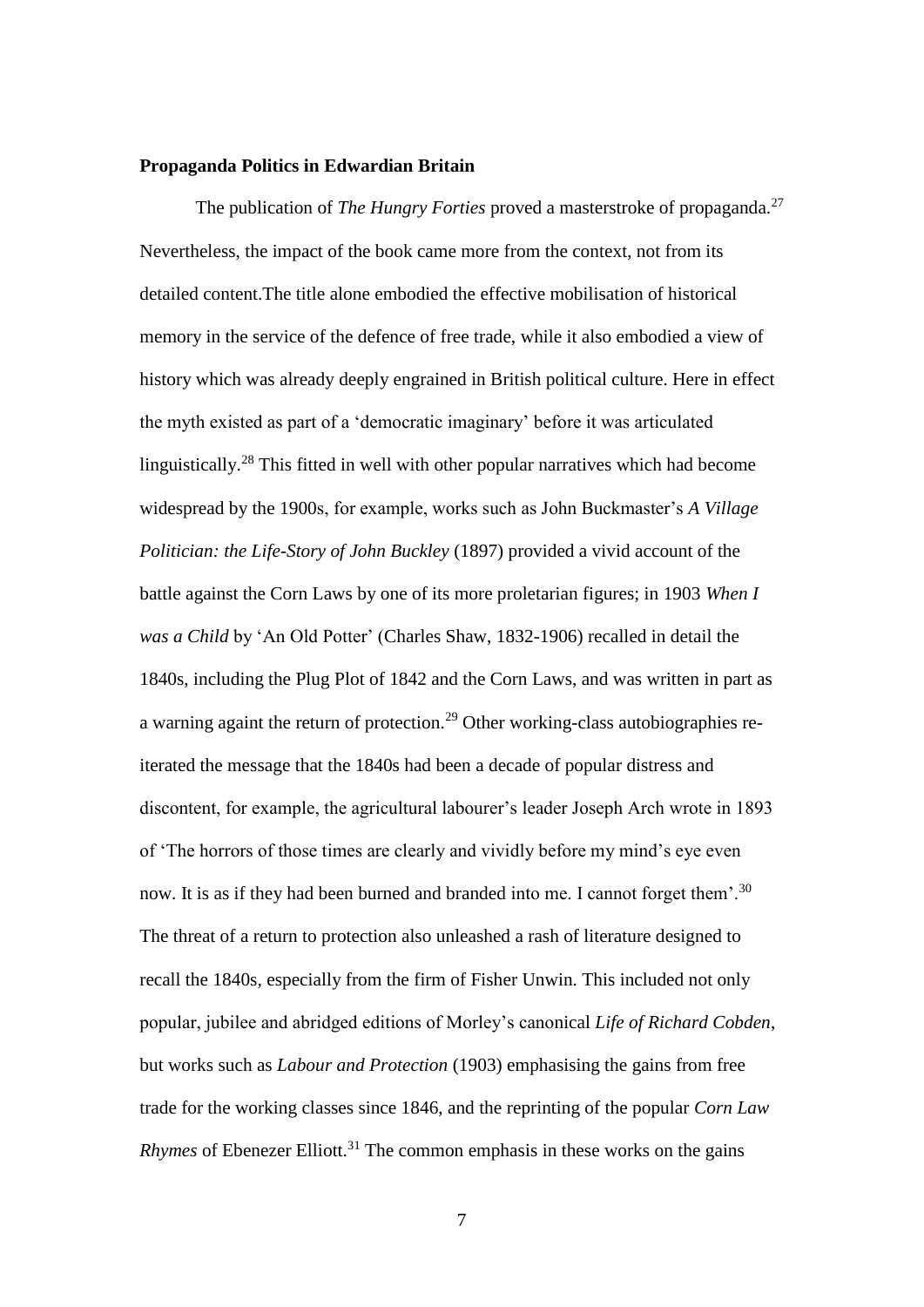**Propaganda Politics in Edwardian Britain**

The publication of *The Hungry Forties* proved a masterstroke of propaganda.[27] Nevertheless, the impact of the book came more from the context, not from its detailed content.The title alone embodied the effective mobilisation of historical memory in the service of the defence of free trade, while it also embodied a view of history which was already deeply engrained in British political culture. Here in effect the myth existed as part of a 'democratic imaginary' before it was articulated linguistically.[28] This fitted in well with other popular narratives which had become widespread by the 1900s, for example, works such as John Buckmaster's *A Village Politician: the Life-Story of John Buckley* (1897) provided a vivid account of the battle against the Corn Laws by one of its more proletarian figures; in 1903 *When I was a Child* by 'An Old Potter' (Charles Shaw, 1832-1906) recalled in detail the 1840s, including the Plug Plot of 1842 and the Corn Laws, and was written in part as a warning againt the return of protection.[29] Other working-class autobiographies re-iterated the message that the 1840s had been a decade of popular distress and discontent, for example, the agricultural labourer's leader Joseph Arch wrote in 1893 of 'The horrors of those times are clearly and vividly before my mind's eye even now. It is as if they had been burned and branded into me. I cannot forget them'.[30] The threat of a return to protection also unleashed a rash of literature designed to recall the 1840s, especially from the firm of Fisher Unwin. This included not only popular, jubilee and abridged editions of Morley's canonical *Life of Richard Cobden*, but works such as *Labour and Protection* (1903) emphasising the gains from free trade for the working classes since 1846, and the reprinting of the popular *Corn Law Rhymes* of Ebenezer Elliott.[31] The common emphasis in these works on the gains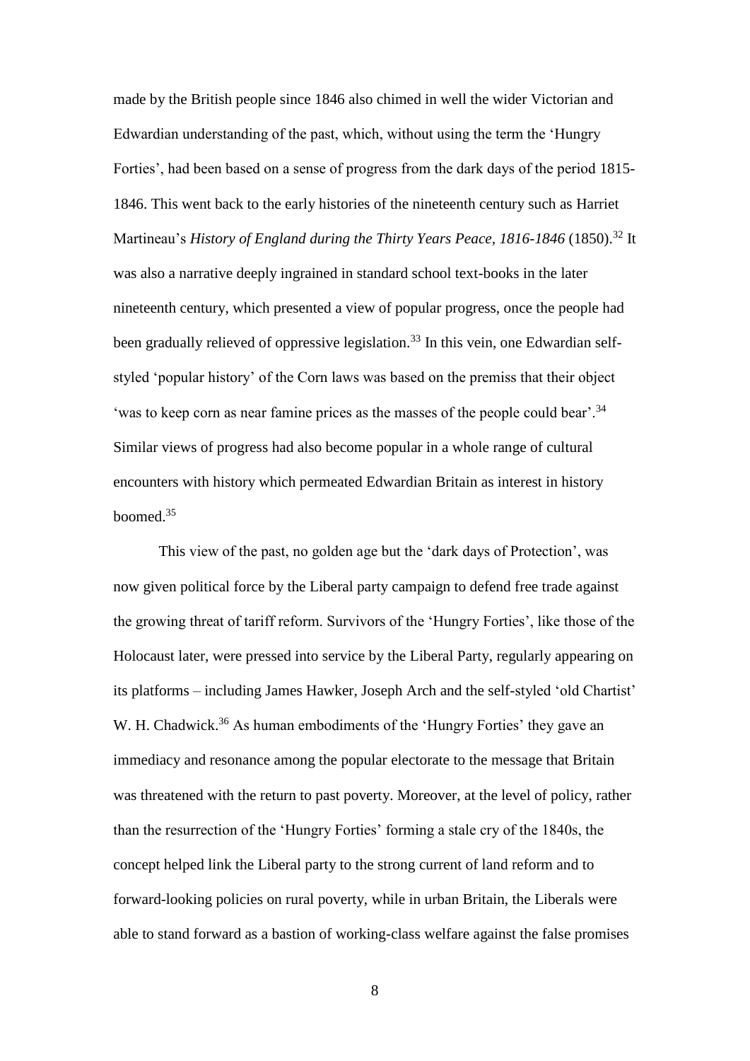made by the British people since 1846 also chimed in well the wider Victorian and Edwardian understanding of the past, which, without using the term the 'Hungry Forties', had been based on a sense of progress from the dark days of the period 1815-1846. This went back to the early histories of the nineteenth century such as Harriet Martineau's *History of England during the Thirty Years Peace, 1816-1846* (1850).[32] It was also a narrative deeply ingrained in standard school text-books in the later nineteenth century, which presented a view of popular progress, once the people had been gradually relieved of oppressive legislation.[33] In this vein, one Edwardian self-styled 'popular history' of the Corn laws was based on the premiss that their object 'was to keep corn as near famine prices as the masses of the people could bear'.[34] Similar views of progress had also become popular in a whole range of cultural encounters with history which permeated Edwardian Britain as interest in history boomed.[35]

This view of the past, no golden age but the 'dark days of Protection', was now given political force by the Liberal party campaign to defend free trade against the growing threat of tariff reform. Survivors of the 'Hungry Forties', like those of the Holocaust later, were pressed into service by the Liberal Party, regularly appearing on its platforms – including James Hawker, Joseph Arch and the self-styled 'old Chartist' W. H. Chadwick.[36] As human embodiments of the 'Hungry Forties' they gave an immediacy and resonance among the popular electorate to the message that Britain was threatened with the return to past poverty. Moreover, at the level of policy, rather than the resurrection of the 'Hungry Forties' forming a stale cry of the 1840s, the concept helped link the Liberal party to the strong current of land reform and to forward-looking policies on rural poverty, while in urban Britain, the Liberals were able to stand forward as a bastion of working-class welfare against the false promises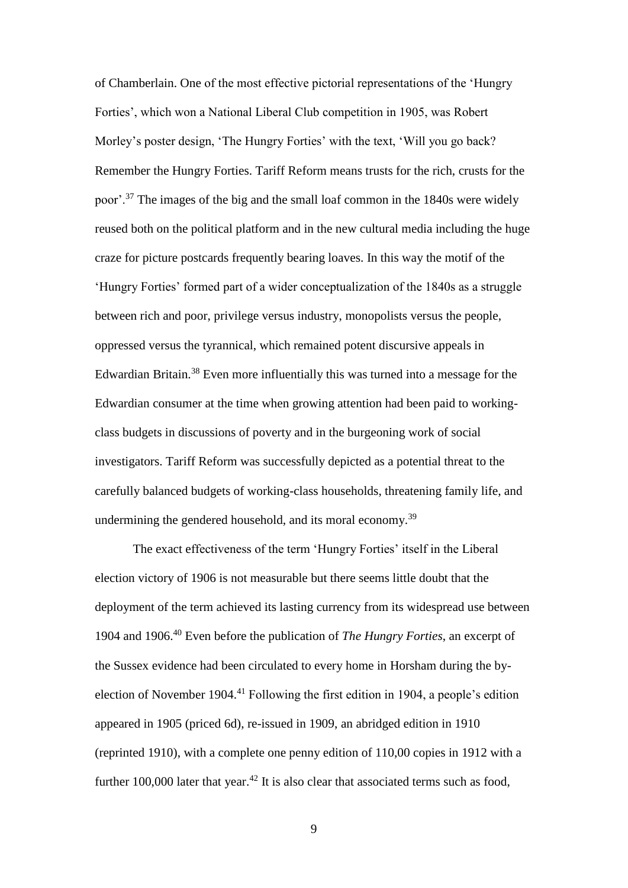of Chamberlain. One of the most effective pictorial representations of the 'Hungry Forties', which won a National Liberal Club competition in 1905, was Robert Morley's poster design, 'The Hungry Forties' with the text, 'Will you go back? Remember the Hungry Forties. Tariff Reform means trusts for the rich, crusts for the poor'.[37] The images of the big and the small loaf common in the 1840s were widely reused both on the political platform and in the new cultural media including the huge craze for picture postcards frequently bearing loaves. In this way the motif of the 'Hungry Forties' formed part of a wider conceptualization of the 1840s as a struggle between rich and poor, privilege versus industry, monopolists versus the people, oppressed versus the tyrannical, which remained potent discursive appeals in Edwardian Britain.[38] Even more influentially this was turned into a message for the Edwardian consumer at the time when growing attention had been paid to working-class budgets in discussions of poverty and in the burgeoning work of social investigators. Tariff Reform was successfully depicted as a potential threat to the carefully balanced budgets of working-class households, threatening family life, and undermining the gendered household, and its moral economy.[39]

The exact effectiveness of the term 'Hungry Forties' itself in the Liberal election victory of 1906 is not measurable but there seems little doubt that the deployment of the term achieved its lasting currency from its widespread use between 1904 and 1906.[40] Even before the publication of *The Hungry Forties*, an excerpt of the Sussex evidence had been circulated to every home in Horsham during the by-election of November 1904.[41] Following the first edition in 1904, a people's edition appeared in 1905 (priced 6d), re-issued in 1909, an abridged edition in 1910 (reprinted 1910), with a complete one penny edition of 110,00 copies in 1912 with a further 100,000 later that year.[42] It is also clear that associated terms such as food,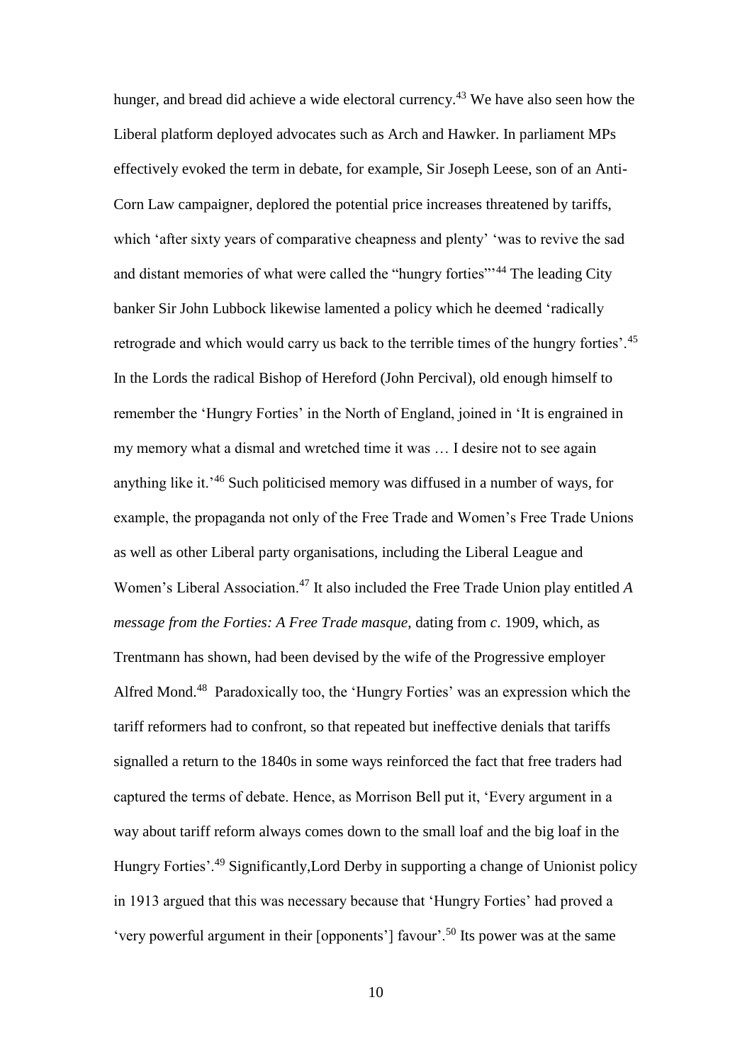hunger, and bread did achieve a wide electoral currency.[43] We have also seen how the Liberal platform deployed advocates such as Arch and Hawker. In parliament MPs effectively evoked the term in debate, for example, Sir Joseph Leese, son of an Anti-Corn Law campaigner, deplored the potential price increases threatened by tariffs, which 'after sixty years of comparative cheapness and plenty' 'was to revive the sad and distant memories of what were called the "hungry forties"'[44] The leading City banker Sir John Lubbock likewise lamented a policy which he deemed 'radically retrograde and which would carry us back to the terrible times of the hungry forties'.[45] In the Lords the radical Bishop of Hereford (John Percival), old enough himself to remember the 'Hungry Forties' in the North of England, joined in 'It is engrained in my memory what a dismal and wretched time it was … I desire not to see again anything like it.'[46] Such politicised memory was diffused in a number of ways, for example, the propaganda not only of the Free Trade and Women's Free Trade Unions as well as other Liberal party organisations, including the Liberal League and Women's Liberal Association.[47] It also included the Free Trade Union play entitled *A message from the Forties: A Free Trade masque*, dating from *c*. 1909, which, as Trentmann has shown, had been devised by the wife of the Progressive employer Alfred Mond.[48] Paradoxically too, the 'Hungry Forties' was an expression which the tariff reformers had to confront, so that repeated but ineffective denials that tariffs signalled a return to the 1840s in some ways reinforced the fact that free traders had captured the terms of debate. Hence, as Morrison Bell put it, 'Every argument in a way about tariff reform always comes down to the small loaf and the big loaf in the Hungry Forties'.[49] Significantly,Lord Derby in supporting a change of Unionist policy in 1913 argued that this was necessary because that 'Hungry Forties' had proved a 'very powerful argument in their [opponents'] favour'.[50] Its power was at the same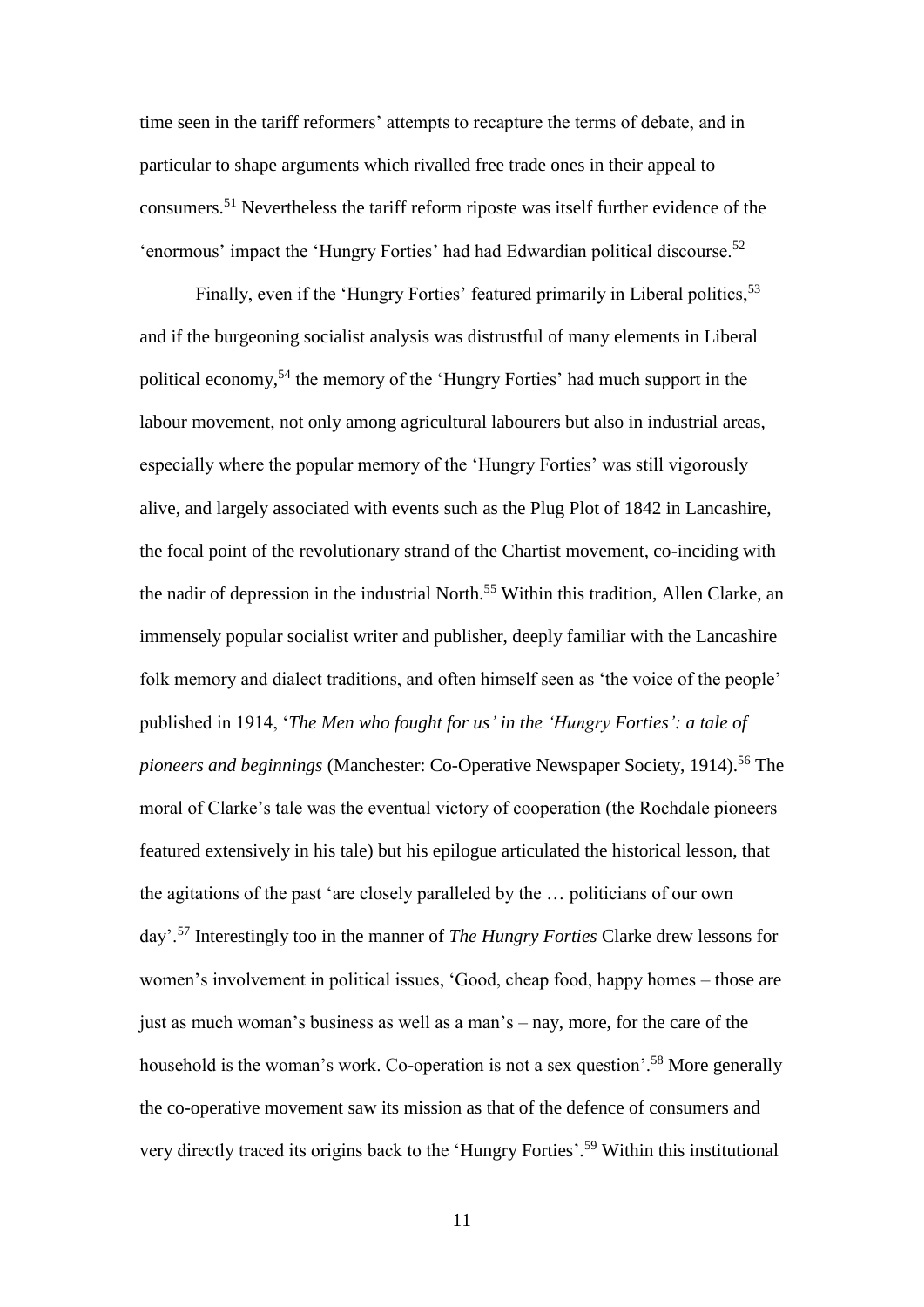time seen in the tariff reformers' attempts to recapture the terms of debate, and in particular to shape arguments which rivalled free trade ones in their appeal to consumers.[51] Nevertheless the tariff reform riposte was itself further evidence of the 'enormous' impact the 'Hungry Forties' had had Edwardian political discourse.[52]

Finally, even if the 'Hungry Forties' featured primarily in Liberal politics,[53] and if the burgeoning socialist analysis was distrustful of many elements in Liberal political economy,[54] the memory of the 'Hungry Forties' had much support in the labour movement, not only among agricultural labourers but also in industrial areas, especially where the popular memory of the 'Hungry Forties' was still vigorously alive, and largely associated with events such as the Plug Plot of 1842 in Lancashire, the focal point of the revolutionary strand of the Chartist movement, co-inciding with the nadir of depression in the industrial North.[55] Within this tradition, Allen Clarke, an immensely popular socialist writer and publisher, deeply familiar with the Lancashire folk memory and dialect traditions, and often himself seen as 'the voice of the people' published in 1914, '*The Men who fought for us' in the 'Hungry Forties': a tale of pioneers and beginnings* (Manchester: Co-Operative Newspaper Society, 1914).[56] The moral of Clarke's tale was the eventual victory of cooperation (the Rochdale pioneers featured extensively in his tale) but his epilogue articulated the historical lesson, that the agitations of the past 'are closely paralleled by the … politicians of our own day'.[57] Interestingly too in the manner of *The Hungry Forties* Clarke drew lessons for women's involvement in political issues, 'Good, cheap food, happy homes – those are just as much woman's business as well as a man's – nay, more, for the care of the household is the woman's work. Co-operation is not a sex question'.[58] More generally the co-operative movement saw its mission as that of the defence of consumers and very directly traced its origins back to the 'Hungry Forties'.[59] Within this institutional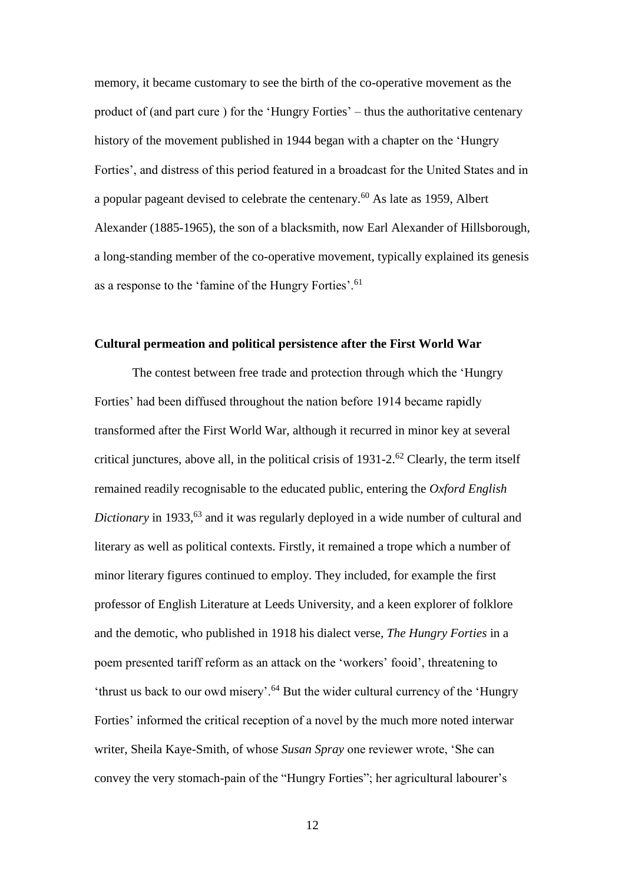memory, it became customary to see the birth of the co-operative movement as the product of (and part cure ) for the 'Hungry Forties' – thus the authoritative centenary history of the movement published in 1944 began with a chapter on the 'Hungry Forties', and distress of this period featured in a broadcast for the United States and in a popular pageant devised to celebrate the centenary.[60] As late as 1959, Albert Alexander (1885-1965), the son of a blacksmith, now Earl Alexander of Hillsborough, a long-standing member of the co-operative movement, typically explained its genesis as a response to the 'famine of the Hungry Forties'.[61]

## Cultural permeation and political persistence after the First World War

The contest between free trade and protection through which the 'Hungry Forties' had been diffused throughout the nation before 1914 became rapidly transformed after the First World War, although it recurred in minor key at several critical junctures, above all, in the political crisis of 1931-2.[62] Clearly, the term itself remained readily recognisable to the educated public, entering the *Oxford English Dictionary* in 1933,[63] and it was regularly deployed in a wide number of cultural and literary as well as political contexts. Firstly, it remained a trope which a number of minor literary figures continued to employ. They included, for example the first professor of English Literature at Leeds University, and a keen explorer of folklore and the demotic, who published in 1918 his dialect verse, *The Hungry Forties* in a poem presented tariff reform as an attack on the 'workers' fooid', threatening to 'thrust us back to our owd misery'.[64] But the wider cultural currency of the 'Hungry Forties' informed the critical reception of a novel by the much more noted interwar writer, Sheila Kaye-Smith, of whose *Susan Spray* one reviewer wrote, 'She can convey the very stomach-pain of the "Hungry Forties"; her agricultural labourer's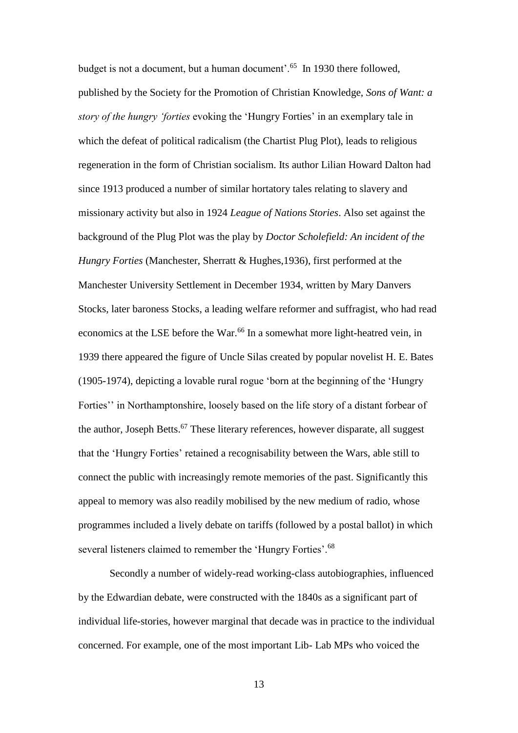budget is not a document, but a human document'.[65] In 1930 there followed, published by the Society for the Promotion of Christian Knowledge, *Sons of Want: a story of the hungry 'forties* evoking the 'Hungry Forties' in an exemplary tale in which the defeat of political radicalism (the Chartist Plug Plot), leads to religious regeneration in the form of Christian socialism. Its author Lilian Howard Dalton had since 1913 produced a number of similar hortatory tales relating to slavery and missionary activity but also in 1924 *League of Nations Stories*. Also set against the background of the Plug Plot was the play by *Doctor Scholefield: An incident of the Hungry Forties* (Manchester, Sherratt & Hughes,1936), first performed at the Manchester University Settlement in December 1934, written by Mary Danvers Stocks, later baroness Stocks, a leading welfare reformer and suffragist, who had read economics at the LSE before the War.[66] In a somewhat more light-heatred vein, in 1939 there appeared the figure of Uncle Silas created by popular novelist H. E. Bates (1905-1974), depicting a lovable rural rogue 'born at the beginning of the 'Hungry Forties'' in Northamptonshire, loosely based on the life story of a distant forbear of the author, Joseph Betts.[67] These literary references, however disparate, all suggest that the 'Hungry Forties' retained a recognisability between the Wars, able still to connect the public with increasingly remote memories of the past. Significantly this appeal to memory was also readily mobilised by the new medium of radio, whose programmes included a lively debate on tariffs (followed by a postal ballot) in which several listeners claimed to remember the 'Hungry Forties'.[68]

Secondly a number of widely-read working-class autobiographies, influenced by the Edwardian debate, were constructed with the 1840s as a significant part of individual life-stories, however marginal that decade was in practice to the individual concerned. For example, one of the most important Lib- Lab MPs who voiced the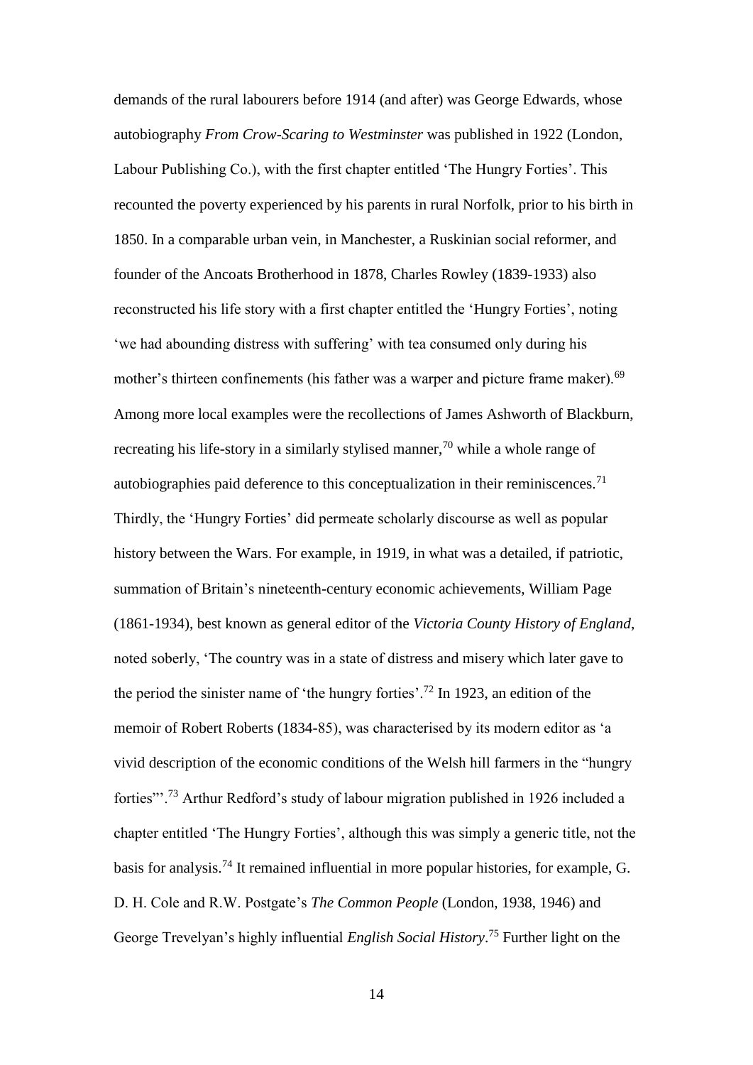demands of the rural labourers before 1914 (and after) was George Edwards, whose autobiography *From Crow-Scaring to Westminster* was published in 1922 (London, Labour Publishing Co.), with the first chapter entitled 'The Hungry Forties'. This recounted the poverty experienced by his parents in rural Norfolk, prior to his birth in 1850. In a comparable urban vein, in Manchester, a Ruskinian social reformer, and founder of the Ancoats Brotherhood in 1878, Charles Rowley (1839-1933) also reconstructed his life story with a first chapter entitled the 'Hungry Forties', noting 'we had abounding distress with suffering' with tea consumed only during his mother's thirteen confinements (his father was a warper and picture frame maker).[69] Among more local examples were the recollections of James Ashworth of Blackburn, recreating his life-story in a similarly stylised manner,[70] while a whole range of autobiographies paid deference to this conceptualization in their reminiscences.[71] Thirdly, the 'Hungry Forties' did permeate scholarly discourse as well as popular history between the Wars. For example, in 1919, in what was a detailed, if patriotic, summation of Britain's nineteenth-century economic achievements, William Page (1861-1934), best known as general editor of the *Victoria County History of England*, noted soberly, 'The country was in a state of distress and misery which later gave to the period the sinister name of 'the hungry forties'.[72] In 1923, an edition of the memoir of Robert Roberts (1834-85), was characterised by its modern editor as 'a vivid description of the economic conditions of the Welsh hill farmers in the "hungry forties"'.[73] Arthur Redford's study of labour migration published in 1926 included a chapter entitled 'The Hungry Forties', although this was simply a generic title, not the basis for analysis.[74] It remained influential in more popular histories, for example, G. D. H. Cole and R.W. Postgate's *The Common People* (London, 1938, 1946) and George Trevelyan's highly influential *English Social History*.[75] Further light on the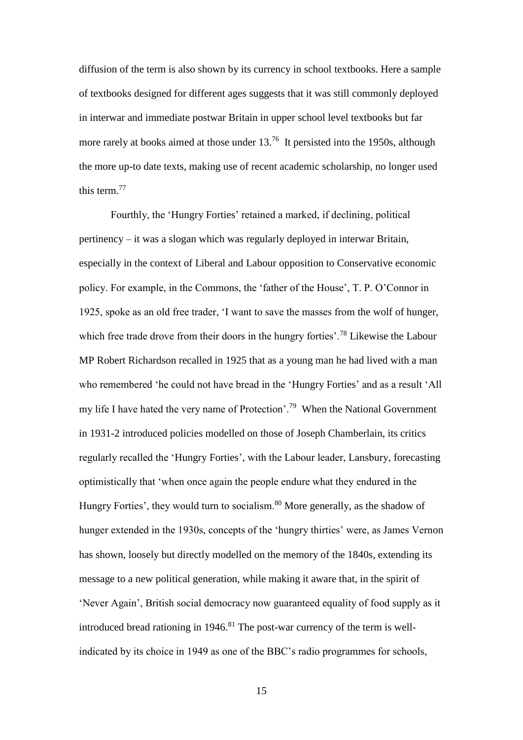diffusion of the term is also shown by its currency in school textbooks. Here a sample of textbooks designed for different ages suggests that it was still commonly deployed in interwar and immediate postwar Britain in upper school level textbooks but far more rarely at books aimed at those under 13.[76] It persisted into the 1950s, although the more up-to date texts, making use of recent academic scholarship, no longer used this term.[77]

Fourthly, the 'Hungry Forties' retained a marked, if declining, political pertinency – it was a slogan which was regularly deployed in interwar Britain, especially in the context of Liberal and Labour opposition to Conservative economic policy. For example, in the Commons, the 'father of the House', T. P. O'Connor in 1925, spoke as an old free trader, 'I want to save the masses from the wolf of hunger, which free trade drove from their doors in the hungry forties'.[78] Likewise the Labour MP Robert Richardson recalled in 1925 that as a young man he had lived with a man who remembered 'he could not have bread in the 'Hungry Forties' and as a result 'All my life I have hated the very name of Protection'.[79] When the National Government in 1931-2 introduced policies modelled on those of Joseph Chamberlain, its critics regularly recalled the 'Hungry Forties', with the Labour leader, Lansbury, forecasting optimistically that 'when once again the people endure what they endured in the Hungry Forties', they would turn to socialism.[80] More generally, as the shadow of hunger extended in the 1930s, concepts of the 'hungry thirties' were, as James Vernon has shown, loosely but directly modelled on the memory of the 1840s, extending its message to a new political generation, while making it aware that, in the spirit of 'Never Again', British social democracy now guaranteed equality of food supply as it introduced bread rationing in 1946.[81] The post-war currency of the term is well-indicated by its choice in 1949 as one of the BBC's radio programmes for schools,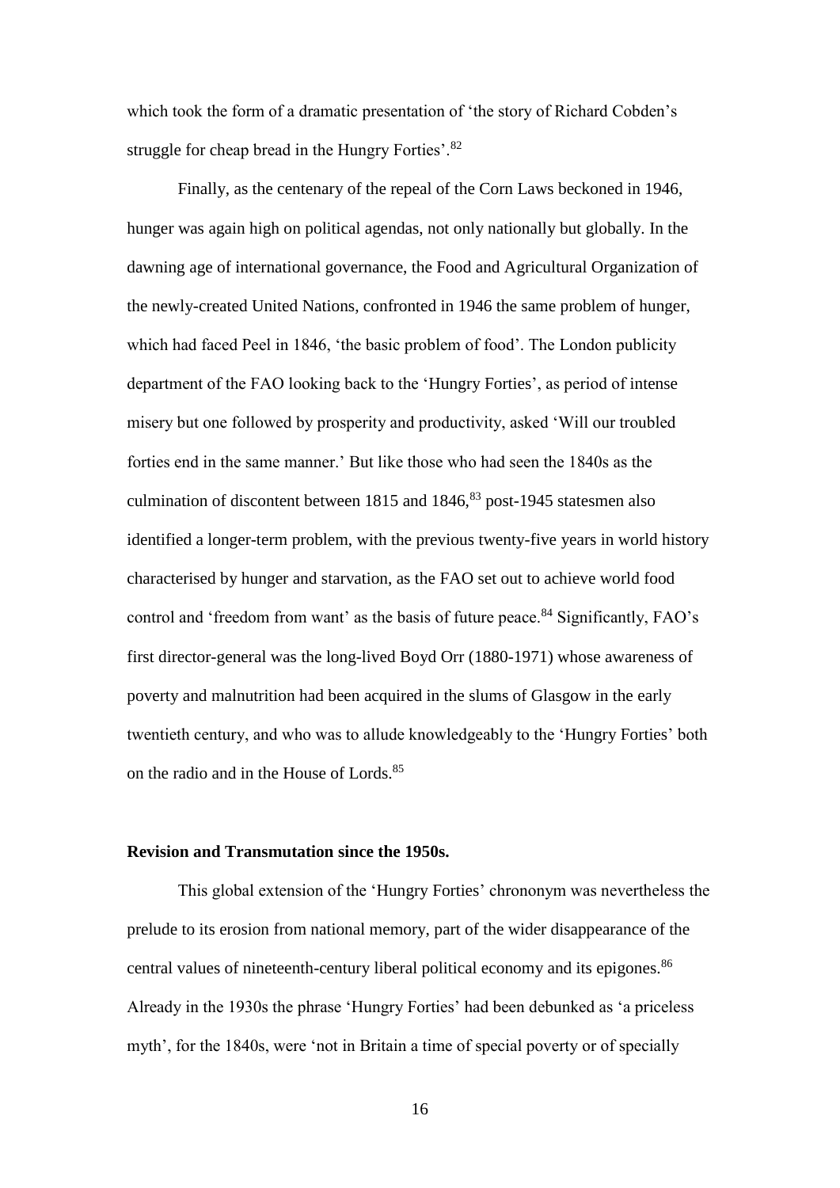which took the form of a dramatic presentation of 'the story of Richard Cobden's struggle for cheap bread in the Hungry Forties'.[82]

Finally, as the centenary of the repeal of the Corn Laws beckoned in 1946, hunger was again high on political agendas, not only nationally but globally. In the dawning age of international governance, the Food and Agricultural Organization of the newly-created United Nations, confronted in 1946 the same problem of hunger, which had faced Peel in 1846, 'the basic problem of food'. The London publicity department of the FAO looking back to the 'Hungry Forties', as period of intense misery but one followed by prosperity and productivity, asked 'Will our troubled forties end in the same manner.' But like those who had seen the 1840s as the culmination of discontent between 1815 and 1846,[83] post-1945 statesmen also identified a longer-term problem, with the previous twenty-five years in world history characterised by hunger and starvation, as the FAO set out to achieve world food control and 'freedom from want' as the basis of future peace.[84] Significantly, FAO's first director-general was the long-lived Boyd Orr (1880-1971) whose awareness of poverty and malnutrition had been acquired in the slums of Glasgow in the early twentieth century, and who was to allude knowledgeably to the 'Hungry Forties' both on the radio and in the House of Lords.[85]

**Revision and Transmutation since the 1950s.**

This global extension of the 'Hungry Forties' chrononym was nevertheless the prelude to its erosion from national memory, part of the wider disappearance of the central values of nineteenth-century liberal political economy and its epigones.[86] Already in the 1930s the phrase 'Hungry Forties' had been debunked as 'a priceless myth', for the 1840s, were 'not in Britain a time of special poverty or of specially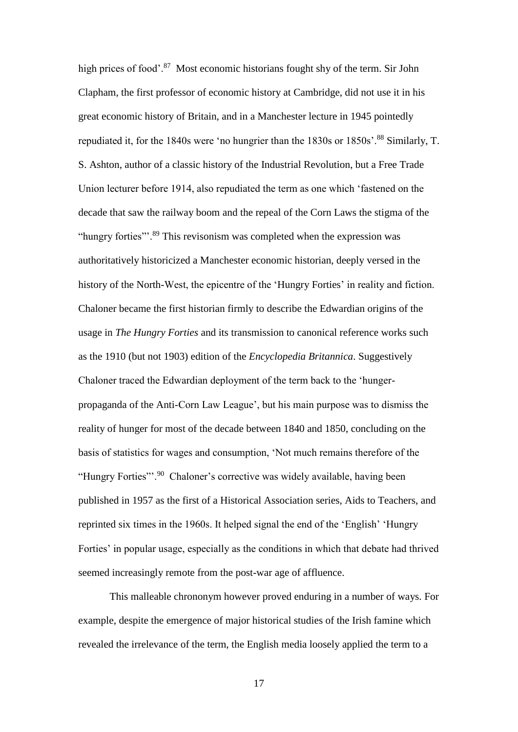high prices of food'.[87] Most economic historians fought shy of the term. Sir John Clapham, the first professor of economic history at Cambridge, did not use it in his great economic history of Britain, and in a Manchester lecture in 1945 pointedly repudiated it, for the 1840s were 'no hungrier than the 1830s or 1850s'.[88] Similarly, T. S. Ashton, author of a classic history of the Industrial Revolution, but a Free Trade Union lecturer before 1914, also repudiated the term as one which 'fastened on the decade that saw the railway boom and the repeal of the Corn Laws the stigma of the "hungry forties"'.[89] This revisonism was completed when the expression was authoritatively historicized a Manchester economic historian, deeply versed in the history of the North-West, the epicentre of the 'Hungry Forties' in reality and fiction. Chaloner became the first historian firmly to describe the Edwardian origins of the usage in *The Hungry Forties* and its transmission to canonical reference works such as the 1910 (but not 1903) edition of the *Encyclopedia Britannica*. Suggestively Chaloner traced the Edwardian deployment of the term back to the 'hunger-propaganda of the Anti-Corn Law League', but his main purpose was to dismiss the reality of hunger for most of the decade between 1840 and 1850, concluding on the basis of statistics for wages and consumption, 'Not much remains therefore of the "Hungry Forties"'.[90] Chaloner's corrective was widely available, having been published in 1957 as the first of a Historical Association series, Aids to Teachers, and reprinted six times in the 1960s. It helped signal the end of the 'English' 'Hungry Forties' in popular usage, especially as the conditions in which that debate had thrived seemed increasingly remote from the post-war age of affluence.

This malleable chrononym however proved enduring in a number of ways. For example, despite the emergence of major historical studies of the Irish famine which revealed the irrelevance of the term, the English media loosely applied the term to a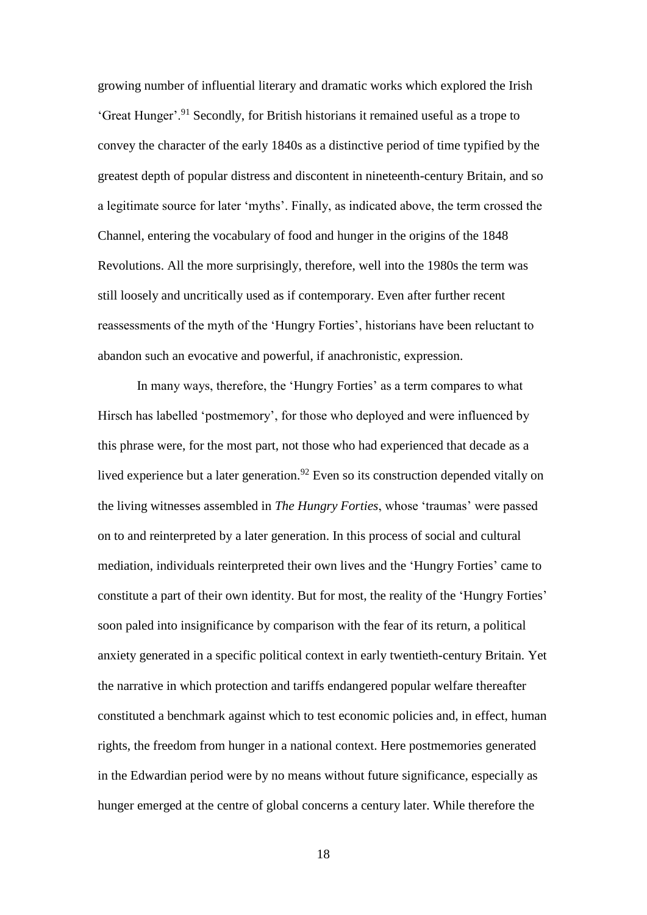growing number of influential literary and dramatic works which explored the Irish 'Great Hunger'.[91] Secondly, for British historians it remained useful as a trope to convey the character of the early 1840s as a distinctive period of time typified by the greatest depth of popular distress and discontent in nineteenth-century Britain, and so a legitimate source for later 'myths'. Finally, as indicated above, the term crossed the Channel, entering the vocabulary of food and hunger in the origins of the 1848 Revolutions. All the more surprisingly, therefore, well into the 1980s the term was still loosely and uncritically used as if contemporary. Even after further recent reassessments of the myth of the 'Hungry Forties', historians have been reluctant to abandon such an evocative and powerful, if anachronistic, expression.

In many ways, therefore, the 'Hungry Forties' as a term compares to what Hirsch has labelled 'postmemory', for those who deployed and were influenced by this phrase were, for the most part, not those who had experienced that decade as a lived experience but a later generation.[92] Even so its construction depended vitally on the living witnesses assembled in *The Hungry Forties*, whose 'traumas' were passed on to and reinterpreted by a later generation. In this process of social and cultural mediation, individuals reinterpreted their own lives and the 'Hungry Forties' came to constitute a part of their own identity. But for most, the reality of the 'Hungry Forties' soon paled into insignificance by comparison with the fear of its return, a political anxiety generated in a specific political context in early twentieth-century Britain. Yet the narrative in which protection and tariffs endangered popular welfare thereafter constituted a benchmark against which to test economic policies and, in effect, human rights, the freedom from hunger in a national context. Here postmemories generated in the Edwardian period were by no means without future significance, especially as hunger emerged at the centre of global concerns a century later. While therefore the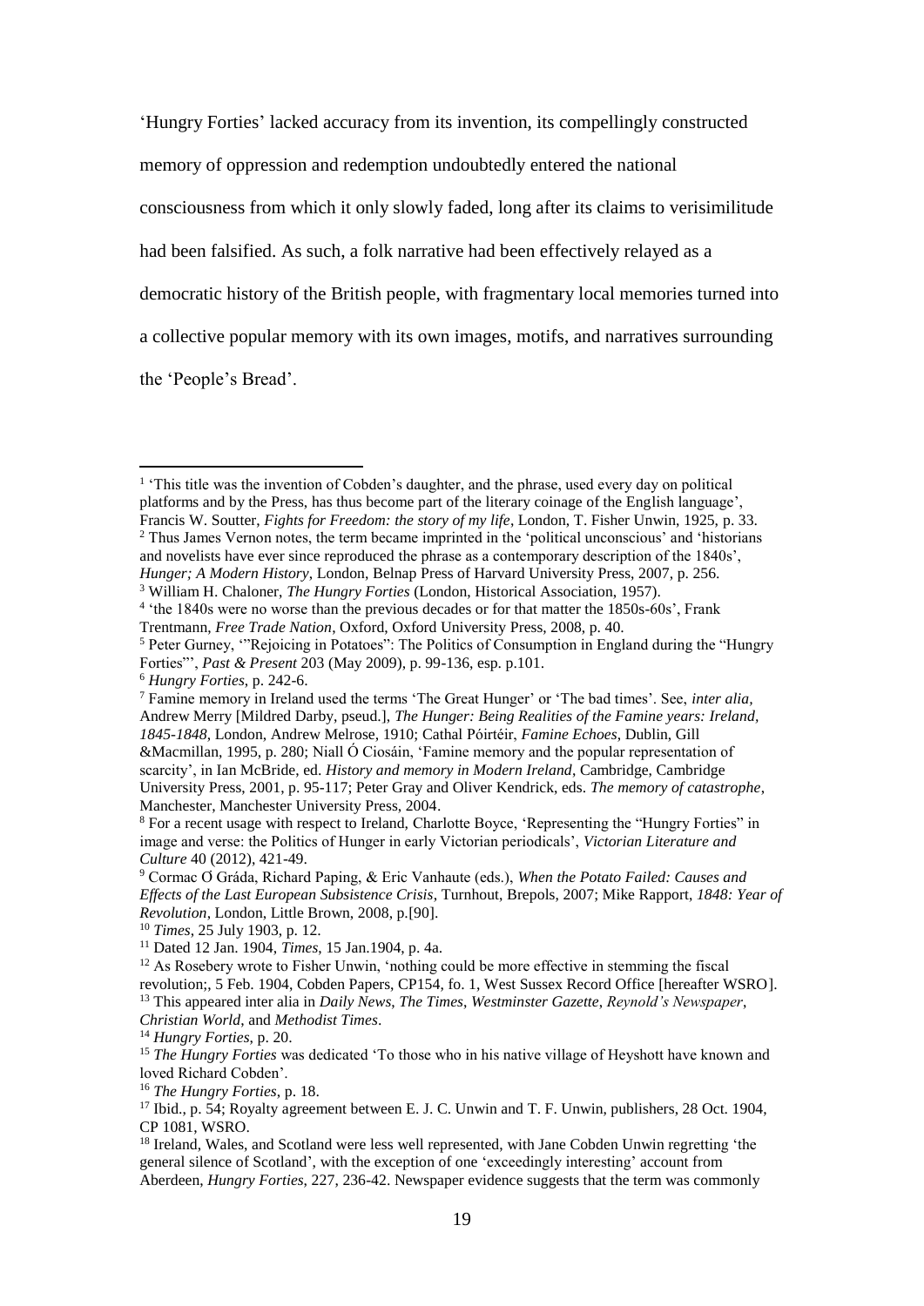'Hungry Forties' lacked accuracy from its invention, its compellingly constructed memory of oppression and redemption undoubtedly entered the national consciousness from which it only slowly faded, long after its claims to verisimilitude had been falsified. As such, a folk narrative had been effectively relayed as a democratic history of the British people, with fragmentary local memories turned into a collective popular memory with its own images, motifs, and narratives surrounding the 'People's Bread'.

---

[1] 'This title was the invention of Cobden's daughter, and the phrase, used every day on political platforms and by the Press, has thus become part of the literary coinage of the English language', Francis W. Soutter, *Fights for Freedom: the story of my life*, London, T. Fisher Unwin, 1925, p. 33.

[2] Thus James Vernon notes, the term became imprinted in the 'political unconscious' and 'historians and novelists have ever since reproduced the phrase as a contemporary description of the 1840s', *Hunger; A Modern History*, London, Belnap Press of Harvard University Press, 2007, p. 256.

[3] William H. Chaloner, *The Hungry Forties* (London, Historical Association, 1957).

[4] 'the 1840s were no worse than the previous decades or for that matter the 1850s-60s', Frank Trentmann, *Free Trade Nation*, Oxford, Oxford University Press, 2008, p. 40.

[5] Peter Gurney, '"Rejoicing in Potatoes": The Politics of Consumption in England during the "Hungry Forties"', *Past & Present* 203 (May 2009), p. 99-136, esp. p.101.

[6] *Hungry Forties*, p. 242-6.

[7] Famine memory in Ireland used the terms 'The Great Hunger' or 'The bad times'. See, *inter alia*, Andrew Merry [Mildred Darby, pseud.], *The Hunger: Being Realities of the Famine years: Ireland, 1845-1848*, London, Andrew Melrose, 1910; Cathal Póirtéir, *Famine Echoes*, Dublin, Gill &Macmillan, 1995, p. 280; Niall Ó Ciosáin, 'Famine memory and the popular representation of scarcity', in Ian McBride, ed. *History and memory in Modern Ireland*, Cambridge, Cambridge University Press, 2001, p. 95-117; Peter Gray and Oliver Kendrick, eds. *The memory of catastrophe*, Manchester, Manchester University Press, 2004.

[8] For a recent usage with respect to Ireland, Charlotte Boyce, 'Representing the "Hungry Forties" in image and verse: the Politics of Hunger in early Victorian periodicals', *Victorian Literature and Culture* 40 (2012), 421-49.

[9] Cormac Ó Gráda, Richard Paping, & Eric Vanhaute (eds.), *When the Potato Failed: Causes and Effects of the Last European Subsistence Crisis*, Turnhout, Brepols, 2007; Mike Rapport, *1848: Year of Revolution*, London, Little Brown, 2008, p.[90].

[10] *Times*, 25 July 1903, p. 12.

[11] Dated 12 Jan. 1904, *Times*, 15 Jan.1904, p. 4a.

[12] As Rosebery wrote to Fisher Unwin, 'nothing could be more effective in stemming the fiscal revolution;, 5 Feb. 1904, Cobden Papers, CP154, fo. 1, West Sussex Record Office [hereafter WSRO].

[13] This appeared inter alia in *Daily News*, *The Times*, *Westminster Gazette*, *Reynold's Newspaper*, *Christian World*, and *Methodist Times*.

[14] *Hungry Forties*, p. 20.

[15] *The Hungry Forties* was dedicated 'To those who in his native village of Heyshott have known and loved Richard Cobden'.

[16] *The Hungry Forties*, p. 18.

[17] Ibid., p. 54; Royalty agreement between E. J. C. Unwin and T. F. Unwin, publishers, 28 Oct. 1904, CP 1081, WSRO.

[18] Ireland, Wales, and Scotland were less well represented, with Jane Cobden Unwin regretting 'the general silence of Scotland', with the exception of one 'exceedingly interesting' account from Aberdeen, *Hungry Forties*, 227, 236-42. Newspaper evidence suggests that the term was commonly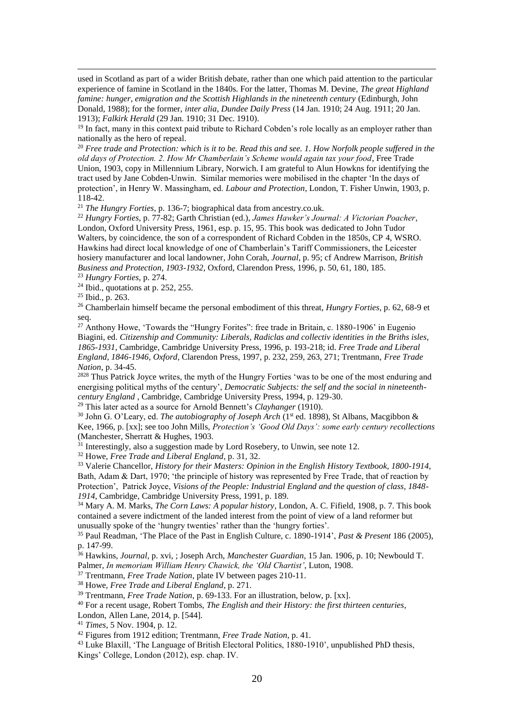used in Scotland as part of a wider British debate, rather than one which paid attention to the particular experience of famine in Scotland in the 1840s. For the latter, Thomas M. Devine, *The great Highland famine: hunger, emigration and the Scottish Highlands in the nineteenth century* (Edinburgh, John Donald, 1988); for the former, *inter alia*, *Dundee Daily Press* (14 Jan. 1910; 24 Aug. 1911; 20 Jan. 1913); *Falkirk Herald* (29 Jan. 1910; 31 Dec. 1910).

[19] In fact, many in this context paid tribute to Richard Cobden's role locally as an employer rather than nationally as the hero of repeal.

[20] *Free trade and Protection: which is it to be. Read this and see. 1. How Norfolk people suffered in the old days of Protection. 2. How Mr Chamberlain's Scheme would again tax your food*, Free Trade Union, 1903, copy in Millennium Library, Norwich. I am grateful to Alun Howkns for identifying the tract used by Jane Cobden-Unwin. Similar memories were mobilised in the chapter 'In the days of protection', in Henry W. Massingham, ed. *Labour and Protection*, London, T. Fisher Unwin, 1903, p. 118-42.

[21] *The Hungry Forties*, p. 136-7; biographical data from ancestry.co.uk.

[22] *Hungry Forties*, p. 77-82; Garth Christian (ed.), *James Hawker's Journal: A Victorian Poacher*, London, Oxford University Press, 1961, esp. p. 15, 95. This book was dedicated to John Tudor Walters, by coincidence, the son of a correspondent of Richard Cobden in the 1850s, CP 4, WSRO. Hawkins had direct local knowledge of one of Chamberlain's Tariff Commissioners, the Leicester hosiery manufacturer and local landowner, John Corah, *Journal*, p. 95; cf Andrew Marrison, *British Business and Protection, 1903-1932*, Oxford, Clarendon Press, 1996, p. 50, 61, 180, 185.

[23] *Hungry Forties*, p. 274.

[24] Ibid., quotations at p. 252, 255.

[25] Ibid., p. 263.

[26] Chamberlain himself became the personal embodiment of this threat, *Hungry Forties*, p. 62, 68-9 et seq.

[27] Anthony Howe, 'Towards the "Hungry Forites": free trade in Britain, c. 1880-1906' in Eugenio Biagini, ed. *Citizenship and Community: Liberals, Radiclas and collectiv identities in the Briths isles, 1865-1931*, Cambridge, Cambridge University Press, 1996, p. 193-218; id. *Free Trade and Liberal England, 1846-1946, Oxford*, Clarendon Press, 1997, p. 232, 259, 263, 271; Trentmann, *Free Trade Nation*, p. 34-45.

[2828] Thus Patrick Joyce writes, the myth of the Hungry Forties 'was to be one of the most enduring and energising political myths of the century', *Democratic Subjects: the self and the social in nineteenth-century England* , Cambridge, Cambridge University Press, 1994, p. 129-30.

[29] This later acted as a source for Arnold Bennett's *Clayhanger* (1910).

[30] John G. O'Leary, ed. *The autobiography of Joseph Arch* (1st ed. 1898), St Albans, Macgibbon & Kee, 1966, p. [xx]; see too John Mills, *Protection's 'Good Old Days': some early century recollections* (Manchester, Sherratt & Hughes, 1903.

[31] Interestingly, also a suggestion made by Lord Rosebery, to Unwin, see note 12.

[32] Howe, *Free Trade and Liberal England*, p. 31, 32.

[33] Valerie Chancellor, *History for their Masters: Opinion in the English History Textbook, 1800-1914*, Bath, Adam & Dart, 1970; 'the principle of history was represented by Free Trade, that of reaction by Protection', Patrick Joyce, *Visions of the People: Industrial England and the question of class, 1848-1914*, Cambridge, Cambridge University Press, 1991, p. 189.

[34] Mary A. M. Marks, *The Corn Laws: A popular history*, London, A. C. Fifield, 1908, p. 7. This book contained a severe indictment of the landed interest from the point of view of a land reformer but unusually spoke of the 'hungry twenties' rather than the 'hungry forties'.

[35] Paul Readman, 'The Place of the Past in English Culture, c. 1890-1914', *Past & Present* 186 (2005), p. 147-99.

[36] Hawkins, *Journal*, p. xvi, ; Joseph Arch, *Manchester Guardian*, 15 Jan. 1906, p. 10; Newbould T. Palmer, *In memoriam William Henry Chawick, the 'Old Chartist'*, Luton, 1908.

[37] Trentmann, *Free Trade Nation*, plate IV between pages 210-11.

[38] Howe, *Free Trade and Liberal England*, p. 271.

[39] Trentmann, *Free Trade Nation*, p. 69-133. For an illustration, below, p. [xx].

[40] For a recent usage, Robert Tombs, *The English and their History: the first thirteen centuries*, London, Allen Lane, 2014, p. [544].

[41] *Times*, 5 Nov. 1904, p. 12.

[42] Figures from 1912 edition; Trentmann, *Free Trade Nation*, p. 41.

[43] Luke Blaxill, 'The Language of British Electoral Politics, 1880-1910', unpublished PhD thesis, Kings' College, London (2012), esp. chap. IV.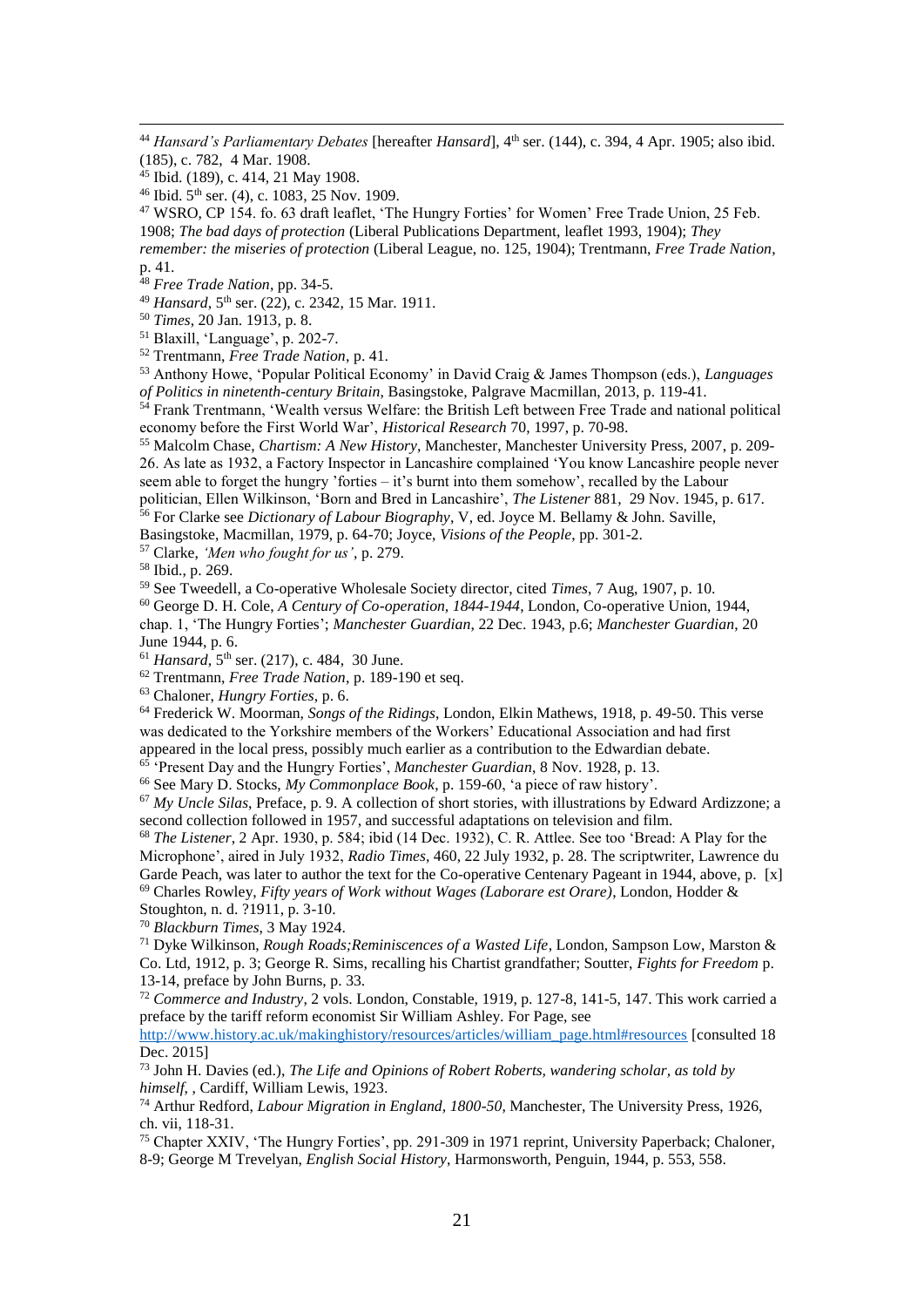[44] *Hansard's Parliamentary Debates* [hereafter *Hansard*], 4th ser. (144), c. 394, 4 Apr. 1905; also ibid. (185), c. 782, 4 Mar. 1908.

[45] Ibid. (189), c. 414, 21 May 1908.

[46] Ibid. 5th ser. (4), c. 1083, 25 Nov. 1909.

[47] WSRO, CP 154. fo. 63 draft leaflet, 'The Hungry Forties' for Women' Free Trade Union, 25 Feb. 1908; *The bad days of protection* (Liberal Publications Department, leaflet 1993, 1904); *They remember: the miseries of protection* (Liberal League, no. 125, 1904); Trentmann, *Free Trade Nation*, p. 41.

[48] *Free Trade Nation*, pp. 34-5.

[49] *Hansard*, 5th ser. (22), c. 2342, 15 Mar. 1911.

[50] *Times*, 20 Jan. 1913, p. 8.

[51] Blaxill, 'Language', p. 202-7.

[52] Trentmann, *Free Trade Nation*, p. 41.

[53] Anthony Howe, 'Popular Political Economy' in David Craig & James Thompson (eds.), *Languages of Politics in ninetenth-century Britain*, Basingstoke, Palgrave Macmillan, 2013, p. 119-41.

[54] Frank Trentmann, 'Wealth versus Welfare: the British Left between Free Trade and national political economy before the First World War', *Historical Research* 70, 1997, p. 70-98.

[55] Malcolm Chase, *Chartism: A New History*, Manchester, Manchester University Press, 2007, p. 209-26. As late as 1932, a Factory Inspector in Lancashire complained 'You know Lancashire people never seem able to forget the hungry 'forties – it's burnt into them somehow', recalled by the Labour politician, Ellen Wilkinson, 'Born and Bred in Lancashire', *The Listener* 881, 29 Nov. 1945, p. 617.

[56] For Clarke see *Dictionary of Labour Biography*, V, ed. Joyce M. Bellamy & John. Saville, Basingstoke, Macmillan, 1979, p. 64-70; Joyce, *Visions of the People*, pp. 301-2.

[57] Clarke, *'Men who fought for us'*, p. 279.

[58] Ibid., p. 269.

[59] See Tweedell, a Co-operative Wholesale Society director, cited *Times*, 7 Aug, 1907, p. 10.

[60] George D. H. Cole, *A Century of Co-operation, 1844-1944*, London, Co-operative Union, 1944, chap. 1, 'The Hungry Forties'; *Manchester Guardian*, 22 Dec. 1943, p.6; *Manchester Guardian*, 20 June 1944, p. 6.

[61] *Hansard*, 5th ser. (217), c. 484, 30 June.

[62] Trentmann, *Free Trade Nation*, p. 189-190 et seq.

[63] Chaloner, *Hungry Forties*, p. 6.

[64] Frederick W. Moorman, *Songs of the Ridings*, London, Elkin Mathews, 1918, p. 49-50. This verse was dedicated to the Yorkshire members of the Workers' Educational Association and had first appeared in the local press, possibly much earlier as a contribution to the Edwardian debate.

[65] 'Present Day and the Hungry Forties', *Manchester Guardian*, 8 Nov. 1928, p. 13.

[66] See Mary D. Stocks, *My Commonplace Book*, p. 159-60, 'a piece of raw history'.

[67] *My Uncle Silas*, Preface, p. 9. A collection of short stories, with illustrations by Edward Ardizzone; a second collection followed in 1957, and successful adaptations on television and film.

[68] *The Listener*, 2 Apr. 1930, p. 584; ibid (14 Dec. 1932), C. R. Attlee. See too 'Bread: A Play for the Microphone', aired in July 1932, *Radio Times*, 460, 22 July 1932, p. 28. The scriptwriter, Lawrence du Garde Peach, was later to author the text for the Co-operative Centenary Pageant in 1944, above, p. [x]

[69] Charles Rowley, *Fifty years of Work without Wages (Laborare est Orare)*, London, Hodder & Stoughton, n. d. ?1911, p. 3-10.

[70] *Blackburn Times*, 3 May 1924.

[71] Dyke Wilkinson, *Rough Roads;Reminiscences of a Wasted Life*, London, Sampson Low, Marston & Co. Ltd, 1912, p. 3; George R. Sims, recalling his Chartist grandfather; Soutter, *Fights for Freedom* p. 13-14, preface by John Burns, p. 33.

[72] *Commerce and Industry*, 2 vols. London, Constable, 1919, p. 127-8, 141-5, 147. This work carried a preface by the tariff reform economist Sir William Ashley. For Page, see http://www.history.ac.uk/makinghistory/resources/articles/william_page.html#resources [consulted 18 Dec. 2015]

[73] John H. Davies (ed.), *The Life and Opinions of Robert Roberts, wandering scholar, as told by himself*, , Cardiff, William Lewis, 1923.

[74] Arthur Redford, *Labour Migration in England, 1800-50*, Manchester, The University Press, 1926, ch. vii, 118-31.

[75] Chapter XXIV, 'The Hungry Forties', pp. 291-309 in 1971 reprint, University Paperback; Chaloner, 8-9; George M Trevelyan, *English Social History*, Harmonsworth, Penguin, 1944, p. 553, 558.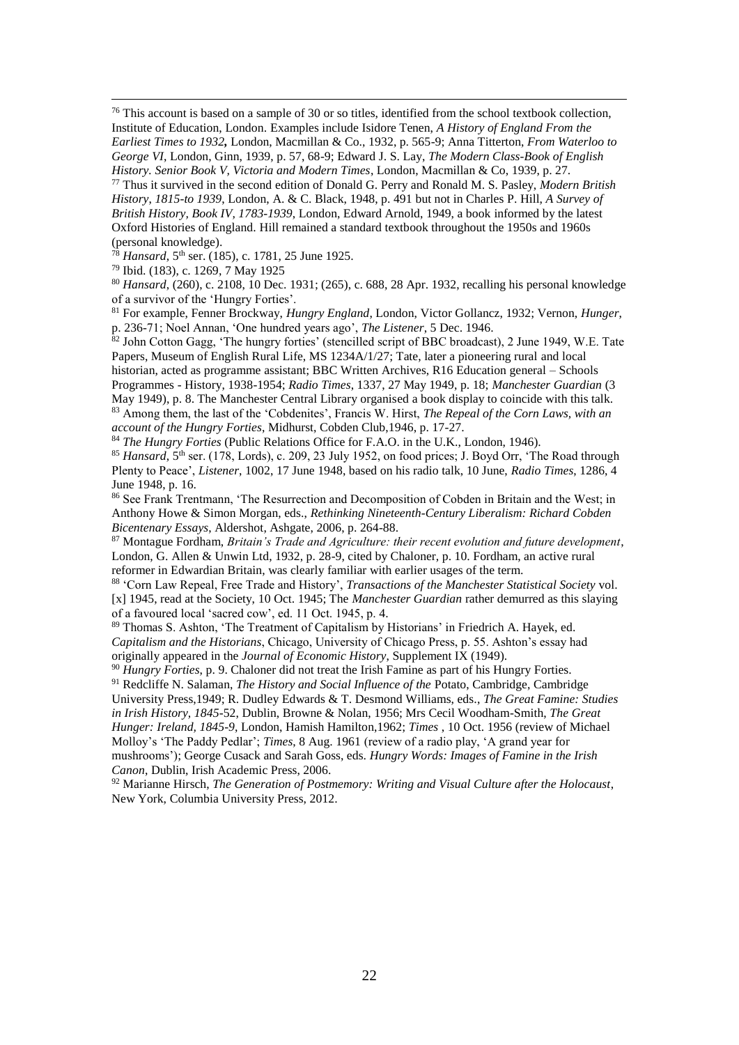[76] This account is based on a sample of 30 or so titles, identified from the school textbook collection, Institute of Education, London. Examples include Isidore Tenen, *A History of England From the Earliest Times to 1932*, London, Macmillan & Co., 1932, p. 565-9; Anna Titterton, *From Waterloo to George VI*, London, Ginn, 1939, p. 57, 68-9; Edward J. S. Lay, *The Modern Class-Book of English History. Senior Book V, Victoria and Modern Times*, London, Macmillan & Co, 1939, p. 27.

[77] Thus it survived in the second edition of Donald G. Perry and Ronald M. S. Pasley, *Modern British History, 1815-to 1939*, London, A. & C. Black, 1948, p. 491 but not in Charles P. Hill, *A Survey of British History, Book IV, 1783-1939*, London, Edward Arnold, 1949, a book informed by the latest Oxford Histories of England. Hill remained a standard textbook throughout the 1950s and 1960s (personal knowledge).

[78] *Hansard*, 5th ser. (185), c. 1781, 25 June 1925.

[79] Ibid. (183), c. 1269, 7 May 1925

[80] *Hansard*, (260), c. 2108, 10 Dec. 1931; (265), c. 688, 28 Apr. 1932, recalling his personal knowledge of a survivor of the 'Hungry Forties'.

[81] For example, Fenner Brockway, *Hungry England*, London, Victor Gollancz, 1932; Vernon, *Hunger*, p. 236-71; Noel Annan, 'One hundred years ago', *The Listener*, 5 Dec. 1946.

[82] John Cotton Gagg, 'The hungry forties' (stencilled script of BBC broadcast), 2 June 1949, W.E. Tate Papers, Museum of English Rural Life, MS 1234A/1/27; Tate, later a pioneering rural and local historian, acted as programme assistant; BBC Written Archives, R16 Education general – Schools Programmes - History, 1938-1954; *Radio Times*, 1337, 27 May 1949, p. 18; *Manchester Guardian* (3 May 1949), p. 8. The Manchester Central Library organised a book display to coincide with this talk.

[83] Among them, the last of the 'Cobdenites', Francis W. Hirst, *The Repeal of the Corn Laws, with an account of the Hungry Forties*, Midhurst, Cobden Club,1946, p. 17-27.

[84] *The Hungry Forties* (Public Relations Office for F.A.O. in the U.K., London, 1946).

[85] *Hansard*, 5th ser. (178, Lords), c. 209, 23 July 1952, on food prices; J. Boyd Orr, 'The Road through Plenty to Peace', *Listener*, 1002, 17 June 1948, based on his radio talk, 10 June, *Radio Times*, 1286, 4 June 1948, p. 16.

[86] See Frank Trentmann, 'The Resurrection and Decomposition of Cobden in Britain and the West; in Anthony Howe & Simon Morgan, eds., *Rethinking Nineteenth-Century Liberalism: Richard Cobden Bicentenary Essays*, Aldershot, Ashgate, 2006, p. 264-88.

[87] Montague Fordham, *Britain's Trade and Agriculture: their recent evolution and future development*, London, G. Allen & Unwin Ltd, 1932, p. 28-9, cited by Chaloner, p. 10. Fordham, an active rural reformer in Edwardian Britain, was clearly familiar with earlier usages of the term.

[88] 'Corn Law Repeal, Free Trade and History', *Transactions of the Manchester Statistical Society* vol. [x] 1945, read at the Society, 10 Oct. 1945; The *Manchester Guardian* rather demurred as this slaying of a favoured local 'sacred cow', ed. 11 Oct. 1945, p. 4.

[89] Thomas S. Ashton, 'The Treatment of Capitalism by Historians' in Friedrich A. Hayek, ed. *Capitalism and the Historians*, Chicago, University of Chicago Press, p. 55. Ashton's essay had originally appeared in the *Journal of Economic History*, Supplement IX (1949).

[90] *Hungry Forties*, p. 9. Chaloner did not treat the Irish Famine as part of his Hungry Forties.

[91] Redcliffe N. Salaman, *The History and Social Influence of the* Potato, Cambridge, Cambridge University Press,1949; R. Dudley Edwards & T. Desmond Williams, eds., *The Great Famine: Studies in Irish History, 1845-52*, Dublin, Browne & Nolan, 1956; Mrs Cecil Woodham-Smith, *The Great Hunger: Ireland, 1845-9*, London, Hamish Hamilton,1962; *Times* , 10 Oct. 1956 (review of Michael Molloy's 'The Paddy Pedlar'; *Times*, 8 Aug. 1961 (review of a radio play, 'A grand year for mushrooms'); George Cusack and Sarah Goss, eds. *Hungry Words: Images of Famine in the Irish Canon*, Dublin, Irish Academic Press, 2006.

[92] Marianne Hirsch, *The Generation of Postmemory: Writing and Visual Culture after the Holocaust*, New York, Columbia University Press, 2012.